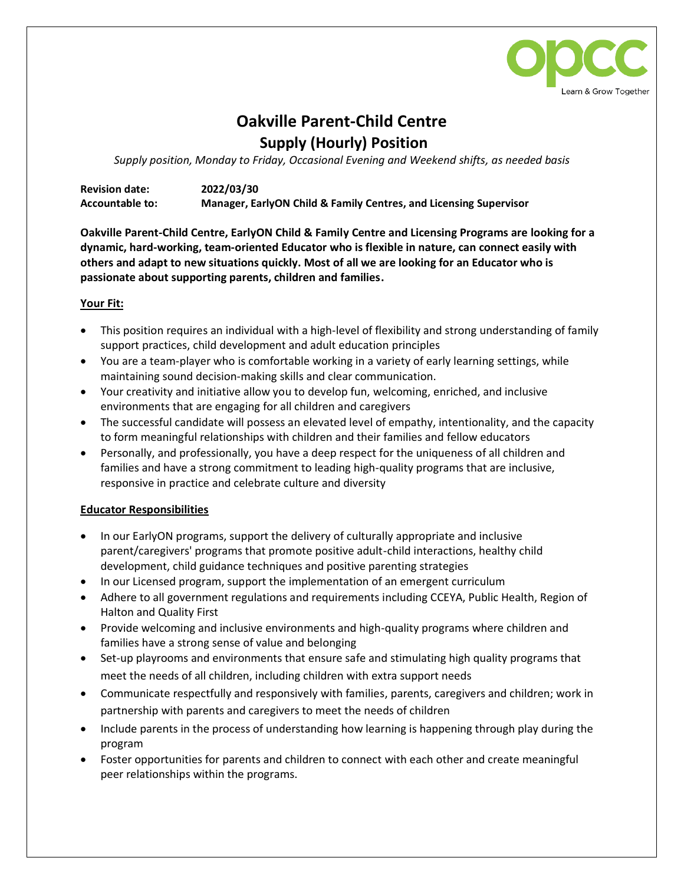opcc
Learn & Grow Together

# Oakville Parent-Child Centre

## Supply (Hourly) Position

*Supply position, Monday to Friday, Occasional Evening and Weekend shifts, as needed basis*

**Revision date:** **2022/03/30**
**Accountable to:** **Manager, EarlyON Child & Family Centres, and Licensing Supervisor**

**Oakville Parent-Child Centre, EarlyON Child & Family Centre and Licensing Programs are looking for a dynamic, hard-working, team-oriented Educator who is flexible in nature, can connect easily with others and adapt to new situations quickly. Most of all we are looking for an Educator who is passionate about supporting parents, children and families.**

**Your Fit:**

- This position requires an individual with a high-level of flexibility and strong understanding of family support practices, child development and adult education principles
- You are a team-player who is comfortable working in a variety of early learning settings, while maintaining sound decision-making skills and clear communication.
- Your creativity and initiative allow you to develop fun, welcoming, enriched, and inclusive environments that are engaging for all children and caregivers
- The successful candidate will possess an elevated level of empathy, intentionality, and the capacity to form meaningful relationships with children and their families and fellow educators
- Personally, and professionally, you have a deep respect for the uniqueness of all children and families and have a strong commitment to leading high-quality programs that are inclusive, responsive in practice and celebrate culture and diversity

**Educator Responsibilities**

- In our EarlyON programs, support the delivery of culturally appropriate and inclusive parent/caregivers' programs that promote positive adult-child interactions, healthy child development, child guidance techniques and positive parenting strategies
- In our Licensed program, support the implementation of an emergent curriculum
- Adhere to all government regulations and requirements including CCEYA, Public Health, Region of Halton and Quality First
- Provide welcoming and inclusive environments and high-quality programs where children and families have a strong sense of value and belonging
- Set-up playrooms and environments that ensure safe and stimulating high quality programs that meet the needs of all children, including children with extra support needs
- Communicate respectfully and responsively with families, parents, caregivers and children; work in partnership with parents and caregivers to meet the needs of children
- Include parents in the process of understanding how learning is happening through play during the program
- Foster opportunities for parents and children to connect with each other and create meaningful peer relationships within the programs.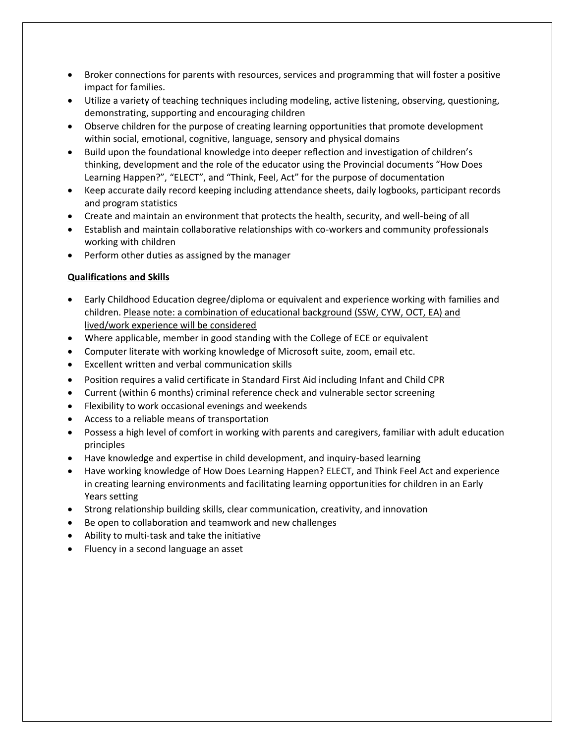- Broker connections for parents with resources, services and programming that will foster a positive impact for families.
- Utilize a variety of teaching techniques including modeling, active listening, observing, questioning, demonstrating, supporting and encouraging children
- Observe children for the purpose of creating learning opportunities that promote development within social, emotional, cognitive, language, sensory and physical domains
- Build upon the foundational knowledge into deeper reflection and investigation of children's thinking, development and the role of the educator using the Provincial documents "How Does Learning Happen?", "ELECT", and "Think, Feel, Act" for the purpose of documentation
- Keep accurate daily record keeping including attendance sheets, daily logbooks, participant records and program statistics
- Create and maintain an environment that protects the health, security, and well-being of all
- Establish and maintain collaborative relationships with co-workers and community professionals working with children
- Perform other duties as assigned by the manager

**<u>Qualifications and Skills</u>**

- Early Childhood Education degree/diploma or equivalent and experience working with families and children. <u>Please note: a combination of educational background (SSW, CYW, OCT, EA) and lived/work experience will be considered</u>
- Where applicable, member in good standing with the College of ECE or equivalent
- Computer literate with working knowledge of Microsoft suite, zoom, email etc.
- Excellent written and verbal communication skills
- Position requires a valid certificate in Standard First Aid including Infant and Child CPR
- Current (within 6 months) criminal reference check and vulnerable sector screening
- Flexibility to work occasional evenings and weekends
- Access to a reliable means of transportation
- Possess a high level of comfort in working with parents and caregivers, familiar with adult education principles
- Have knowledge and expertise in child development, and inquiry-based learning
- Have working knowledge of How Does Learning Happen? ELECT, and Think Feel Act and experience in creating learning environments and facilitating learning opportunities for children in an Early Years setting
- Strong relationship building skills, clear communication, creativity, and innovation
- Be open to collaboration and teamwork and new challenges
- Ability to multi-task and take the initiative
- Fluency in a second language an asset